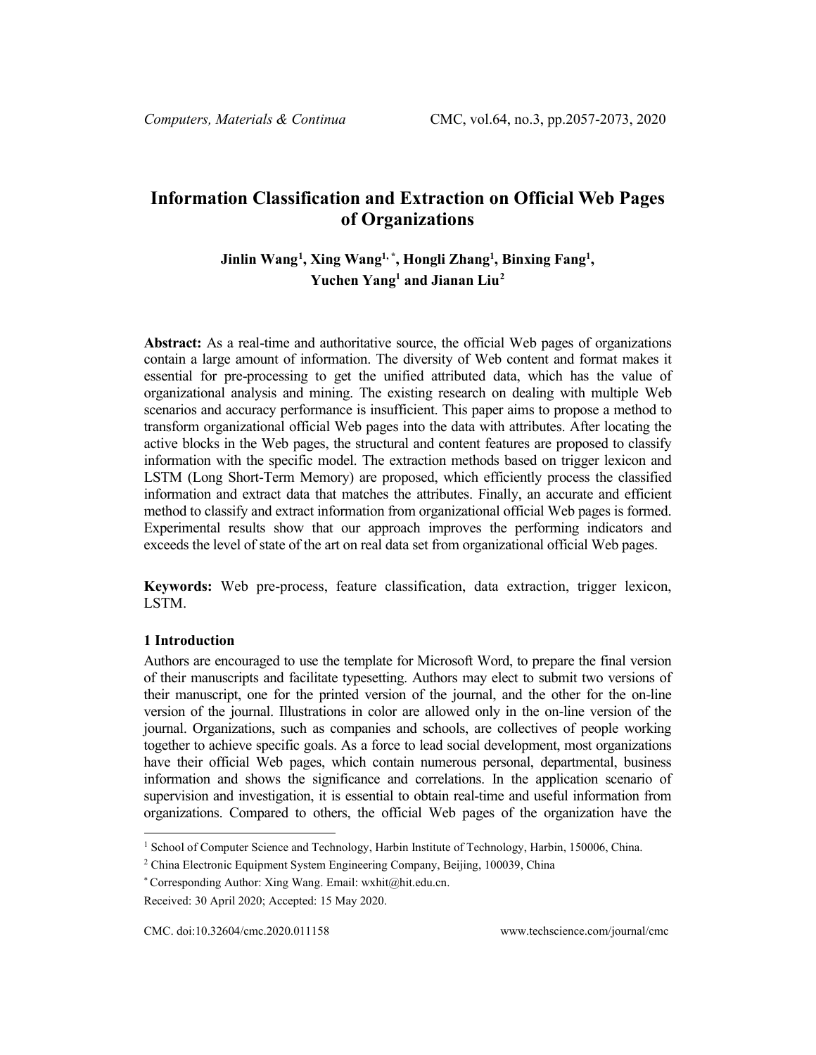# Information Classification and Extraction on Official Web Pages of Organizations

**Jinlin Wang[1], Xing Wang[1,*], Hongli Zhang[1], Binxing Fang[1], Yuchen Yang[1] and Jianan Liu[2]**

**Abstract:** As a real-time and authoritative source, the official Web pages of organizations contain a large amount of information. The diversity of Web content and format makes it essential for pre-processing to get the unified attributed data, which has the value of organizational analysis and mining. The existing research on dealing with multiple Web scenarios and accuracy performance is insufficient. This paper aims to propose a method to transform organizational official Web pages into the data with attributes. After locating the active blocks in the Web pages, the structural and content features are proposed to classify information with the specific model. The extraction methods based on trigger lexicon and LSTM (Long Short-Term Memory) are proposed, which efficiently process the classified information and extract data that matches the attributes. Finally, an accurate and efficient method to classify and extract information from organizational official Web pages is formed. Experimental results show that our approach improves the performing indicators and exceeds the level of state of the art on real data set from organizational official Web pages.

**Keywords:** Web pre-process, feature classification, data extraction, trigger lexicon, LSTM.

## 1 Introduction

Authors are encouraged to use the template for Microsoft Word, to prepare the final version of their manuscripts and facilitate typesetting. Authors may elect to submit two versions of their manuscript, one for the printed version of the journal, and the other for the on-line version of the journal. Illustrations in color are allowed only in the on-line version of the journal. Organizations, such as companies and schools, are collectives of people working together to achieve specific goals. As a force to lead social development, most organizations have their official Web pages, which contain numerous personal, departmental, business information and shows the significance and correlations. In the application scenario of supervision and investigation, it is essential to obtain real-time and useful information from organizations. Compared to others, the official Web pages of the organization have the

---

[1] School of Computer Science and Technology, Harbin Institute of Technology, Harbin, 150006, China.

[2] China Electronic Equipment System Engineering Company, Beijing, 100039, China

[*] Corresponding Author: Xing Wang. Email: wxhit@hit.edu.cn.

Received: 30 April 2020; Accepted: 15 May 2020.

CMC. doi:10.32604/cmc.2020.011158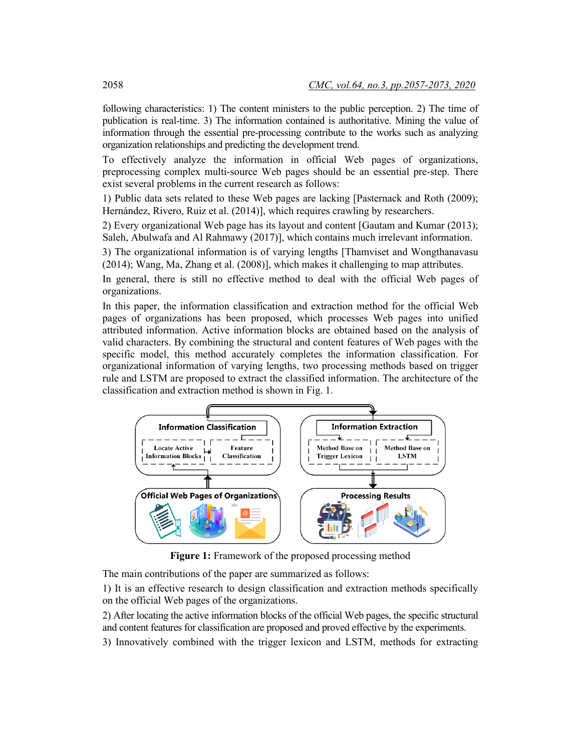following characteristics: 1) The content ministers to the public perception. 2) The time of publication is real-time. 3) The information contained is authoritative. Mining the value of information through the essential pre-processing contribute to the works such as analyzing organization relationships and predicting the development trend.

To effectively analyze the information in official Web pages of organizations, preprocessing complex multi-source Web pages should be an essential pre-step. There exist several problems in the current research as follows:

1) Public data sets related to these Web pages are lacking [Pasternack and Roth (2009); Hernández, Rivero, Ruiz et al. (2014)], which requires crawling by researchers.

2) Every organizational Web page has its layout and content [Gautam and Kumar (2013); Saleh, Abulwafa and Al Rahmawy (2017)], which contains much irrelevant information.

3) The organizational information is of varying lengths [Thamviset and Wongthanavasu (2014); Wang, Ma, Zhang et al. (2008)], which makes it challenging to map attributes.

In general, there is still no effective method to deal with the official Web pages of organizations.

In this paper, the information classification and extraction method for the official Web pages of organizations has been proposed, which processes Web pages into unified attributed information. Active information blocks are obtained based on the analysis of valid characters. By combining the structural and content features of Web pages with the specific model, this method accurately completes the information classification. For organizational information of varying lengths, two processing methods based on trigger rule and LSTM are proposed to extract the classified information. The architecture of the classification and extraction method is shown in Fig. 1.

**Figure 1:** Framework of the proposed processing method

The main contributions of the paper are summarized as follows:

1) It is an effective research to design classification and extraction methods specifically on the official Web pages of the organizations.

2) After locating the active information blocks of the official Web pages, the specific structural and content features for classification are proposed and proved effective by the experiments.

3) Innovatively combined with the trigger lexicon and LSTM, methods for extracting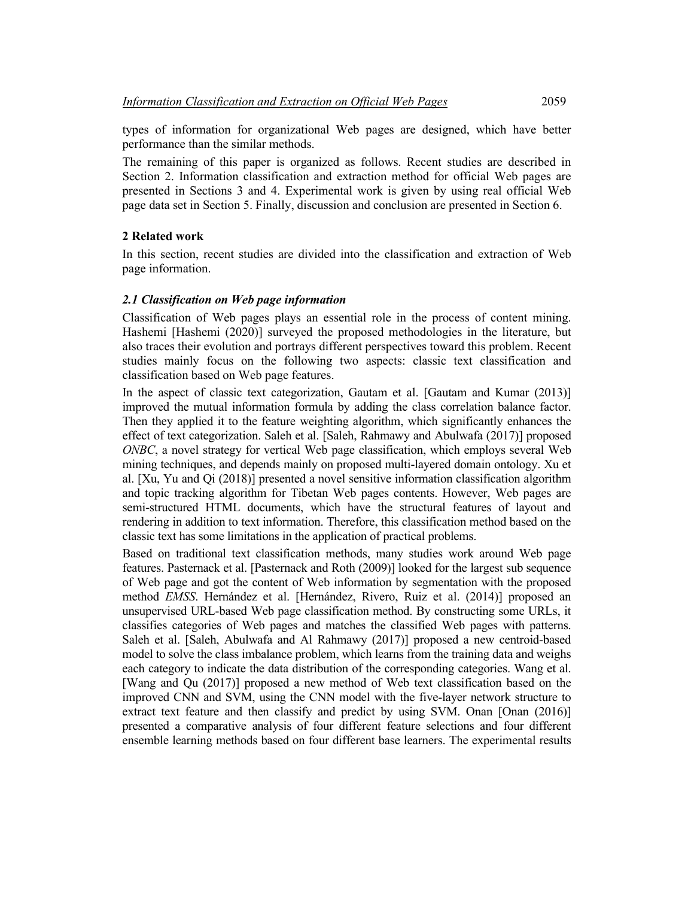types of information for organizational Web pages are designed, which have better performance than the similar methods.

The remaining of this paper is organized as follows. Recent studies are described in Section 2. Information classification and extraction method for official Web pages are presented in Sections 3 and 4. Experimental work is given by using real official Web page data set in Section 5. Finally, discussion and conclusion are presented in Section 6.

## 2 Related work

In this section, recent studies are divided into the classification and extraction of Web page information.

### *2.1 Classification on Web page information*

Classification of Web pages plays an essential role in the process of content mining. Hashemi [Hashemi (2020)] surveyed the proposed methodologies in the literature, but also traces their evolution and portrays different perspectives toward this problem. Recent studies mainly focus on the following two aspects: classic text classification and classification based on Web page features.

In the aspect of classic text categorization, Gautam et al. [Gautam and Kumar (2013)] improved the mutual information formula by adding the class correlation balance factor. Then they applied it to the feature weighting algorithm, which significantly enhances the effect of text categorization. Saleh et al. [Saleh, Rahmawy and Abulwafa (2017)] proposed *ONBC*, a novel strategy for vertical Web page classification, which employs several Web mining techniques, and depends mainly on proposed multi-layered domain ontology. Xu et al. [Xu, Yu and Qi (2018)] presented a novel sensitive information classification algorithm and topic tracking algorithm for Tibetan Web pages contents. However, Web pages are semi-structured HTML documents, which have the structural features of layout and rendering in addition to text information. Therefore, this classification method based on the classic text has some limitations in the application of practical problems.

Based on traditional text classification methods, many studies work around Web page features. Pasternack et al. [Pasternack and Roth (2009)] looked for the largest sub sequence of Web page and got the content of Web information by segmentation with the proposed method *EMSS*. Hernández et al. [Hernández, Rivero, Ruiz et al. (2014)] proposed an unsupervised URL-based Web page classification method. By constructing some URLs, it classifies categories of Web pages and matches the classified Web pages with patterns. Saleh et al. [Saleh, Abulwafa and Al Rahmawy (2017)] proposed a new centroid-based model to solve the class imbalance problem, which learns from the training data and weighs each category to indicate the data distribution of the corresponding categories. Wang et al. [Wang and Qu (2017)] proposed a new method of Web text classification based on the improved CNN and SVM, using the CNN model with the five-layer network structure to extract text feature and then classify and predict by using SVM. Onan [Onan (2016)] presented a comparative analysis of four different feature selections and four different ensemble learning methods based on four different base learners. The experimental results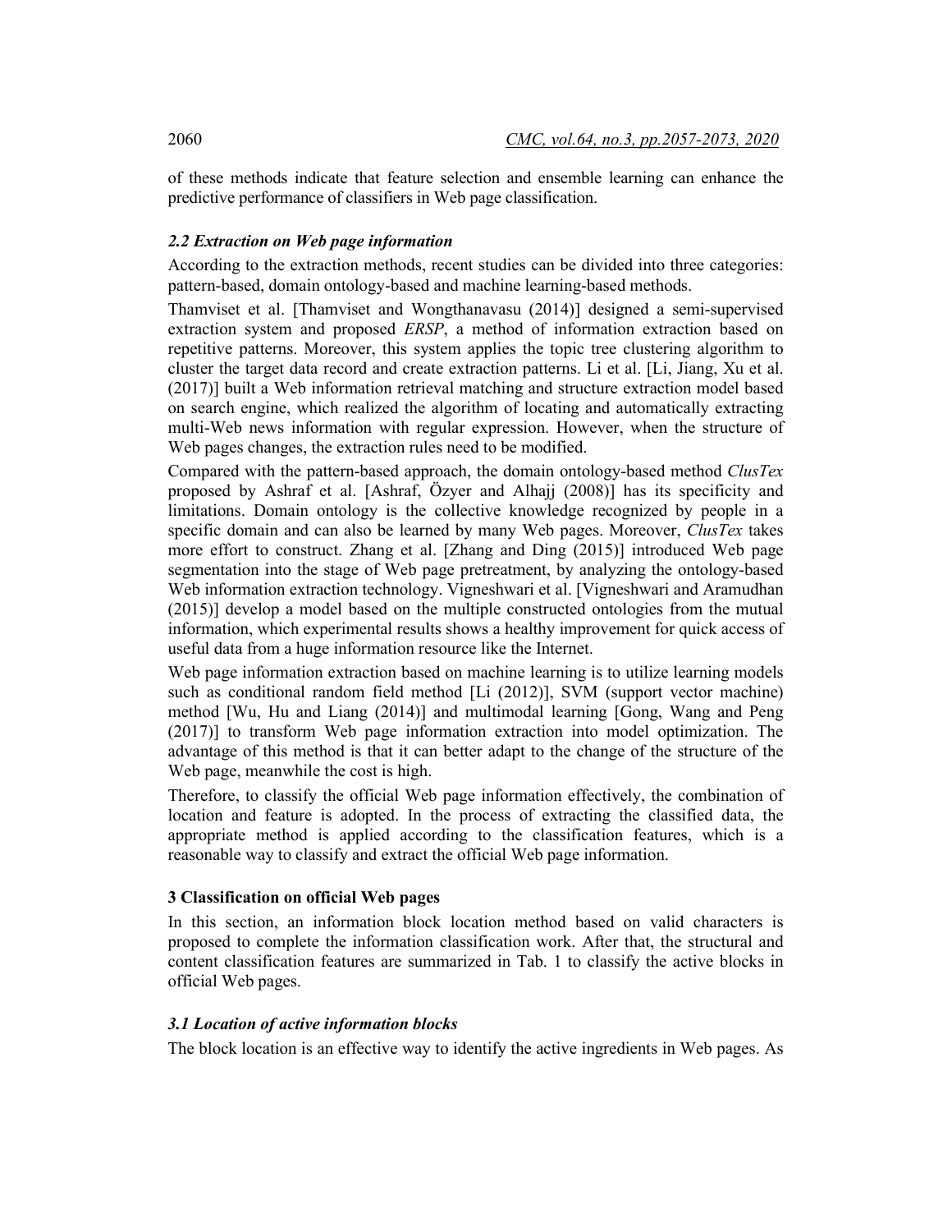of these methods indicate that feature selection and ensemble learning can enhance the predictive performance of classifiers in Web page classification.

### *2.2 Extraction on Web page information*

According to the extraction methods, recent studies can be divided into three categories: pattern-based, domain ontology-based and machine learning-based methods.

Thamviset et al. [Thamviset and Wongthanavasu (2014)] designed a semi-supervised extraction system and proposed *ERSP*, a method of information extraction based on repetitive patterns. Moreover, this system applies the topic tree clustering algorithm to cluster the target data record and create extraction patterns. Li et al. [Li, Jiang, Xu et al. (2017)] built a Web information retrieval matching and structure extraction model based on search engine, which realized the algorithm of locating and automatically extracting multi-Web news information with regular expression. However, when the structure of Web pages changes, the extraction rules need to be modified.

Compared with the pattern-based approach, the domain ontology-based method *ClusTex* proposed by Ashraf et al. [Ashraf, Özyer and Alhajj (2008)] has its specificity and limitations. Domain ontology is the collective knowledge recognized by people in a specific domain and can also be learned by many Web pages. Moreover, *ClusTex* takes more effort to construct. Zhang et al. [Zhang and Ding (2015)] introduced Web page segmentation into the stage of Web page pretreatment, by analyzing the ontology-based Web information extraction technology. Vigneshwari et al. [Vigneshwari and Aramudhan (2015)] develop a model based on the multiple constructed ontologies from the mutual information, which experimental results shows a healthy improvement for quick access of useful data from a huge information resource like the Internet.

Web page information extraction based on machine learning is to utilize learning models such as conditional random field method [Li (2012)], SVM (support vector machine) method [Wu, Hu and Liang (2014)] and multimodal learning [Gong, Wang and Peng (2017)] to transform Web page information extraction into model optimization. The advantage of this method is that it can better adapt to the change of the structure of the Web page, meanwhile the cost is high.

Therefore, to classify the official Web page information effectively, the combination of location and feature is adopted. In the process of extracting the classified data, the appropriate method is applied according to the classification features, which is a reasonable way to classify and extract the official Web page information.

## 3 Classification on official Web pages

In this section, an information block location method based on valid characters is proposed to complete the information classification work. After that, the structural and content classification features are summarized in Tab. 1 to classify the active blocks in official Web pages.

### *3.1 Location of active information blocks*

The block location is an effective way to identify the active ingredients in Web pages. As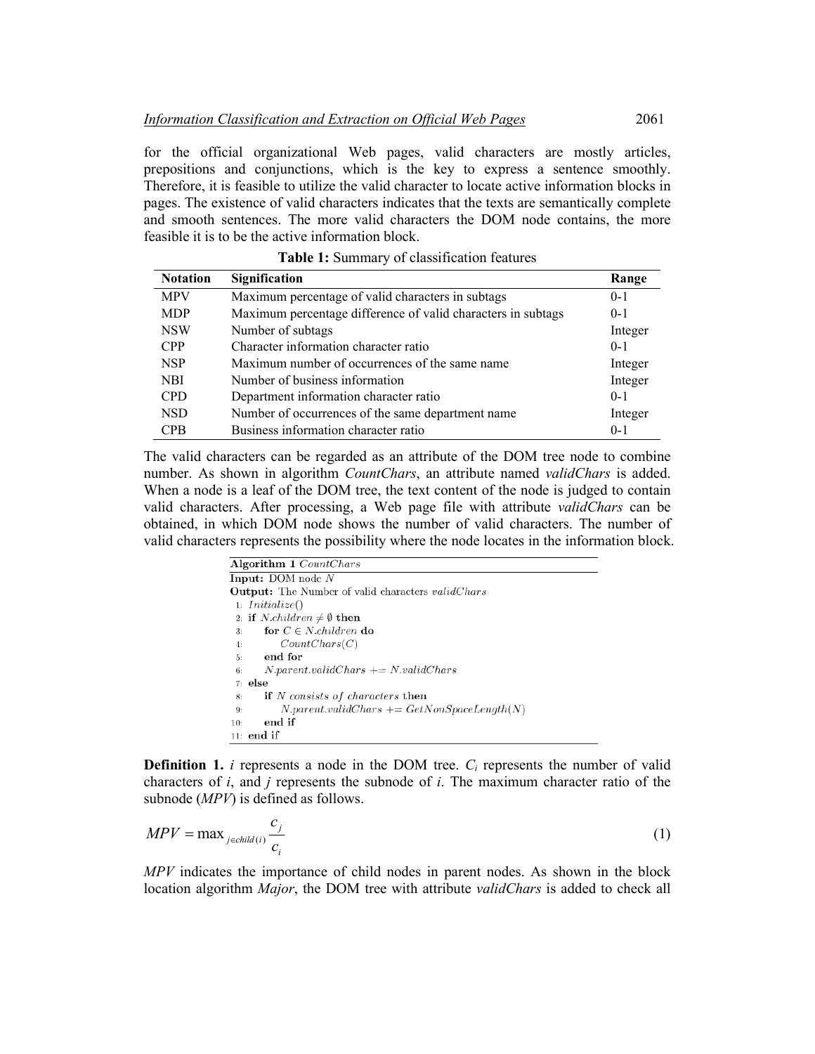for the official organizational Web pages, valid characters are mostly articles, prepositions and conjunctions, which is the key to express a sentence smoothly. Therefore, it is feasible to utilize the valid character to locate active information blocks in pages. The existence of valid characters indicates that the texts are semantically complete and smooth sentences. The more valid characters the DOM node contains, the more feasible it is to be the active information block.

**Table 1:** Summary of classification features

| Notation | Signification | Range |
|---|---|---|
| MPV | Maximum percentage of valid characters in subtags | 0-1 |
| MDP | Maximum percentage difference of valid characters in subtags | 0-1 |
| NSW | Number of subtags | Integer |
| CPP | Character information character ratio | 0-1 |
| NSP | Maximum number of occurrences of the same name | Integer |
| NBI | Number of business information | Integer |
| CPD | Department information character ratio | 0-1 |
| NSD | Number of occurrences of the same department name | Integer |
| CPB | Business information character ratio | 0-1 |

The valid characters can be regarded as an attribute of the DOM tree node to combine number. As shown in algorithm *CountChars*, an attribute named *validChars* is added. When a node is a leaf of the DOM tree, the text content of the node is judged to contain valid characters. After processing, a Web page file with attribute *validChars* can be obtained, in which DOM node shows the number of valid characters. The number of valid characters represents the possibility where the node locates in the information block.

```
Algorithm 1 CountChars
Input: DOM node N
Output: The Number of valid characters validChars
 1: Initialize()
 2: if N.children ≠ ∅ then
 3:     for C ∈ N.children do
 4:         CountChars(C)
 5:     end for
 6:     N.parent.validChars += N.validChars
 7: else
 8:     if N consists of characters then
 9:         N.parent.validChars += GetNonSpaceLength(N)
10:     end if
11: end if
```

**Definition 1.** $i$ represents a node in the DOM tree. $C_i$ represents the number of valid characters of $i$, and $j$ represents the subnode of $i$. The maximum character ratio of the subnode (*MPV*) is defined as follows.

$$MPV = \max_{j \in child(i)} \frac{c_j}{c_i} \tag{1}$$

*MPV* indicates the importance of child nodes in parent nodes. As shown in the block location algorithm *Major*, the DOM tree with attribute *validChars* is added to check all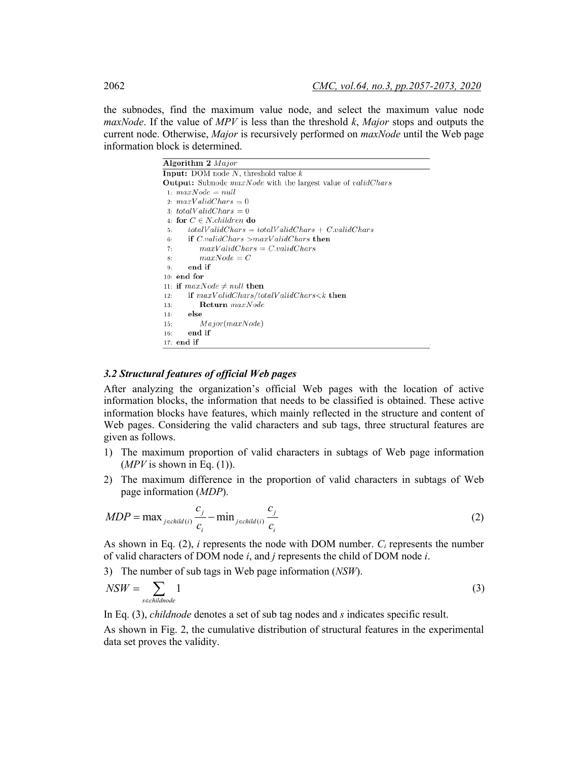the subnodes, find the maximum value node, and select the maximum value node *maxNode*. If the value of *MPV* is less than the threshold *k*, *Major* stops and outputs the current node. Otherwise, *Major* is recursively performed on *maxNode* until the Web page information block is determined.

```
Algorithm 2 Major
Input: DOM node N, threshold value k
Output: Subnode maxNode with the largest value of validChars
 1: maxNode = null
 2: maxValidChars = 0
 3: totalValidChars = 0
 4: for C ∈ N.children do
 5:     totalValidChars = totalValidChars + C.validChars
 6:     if C.validChars >maxValidChars then
 7:         maxValidChars = C.validChars
 8:         maxNode = C
 9:     end if
10: end for
11: if maxNode ≠ null then
12:     if maxValidChars/totalValidChars<k then
13:         Return maxNode
14:     else
15:         Major(maxNode)
16:     end if
17: end if
```

### 3.2 Structural features of official Web pages

After analyzing the organization's official Web pages with the location of active information blocks, the information that needs to be classified is obtained. These active information blocks have features, which mainly reflected in the structure and content of Web pages. Considering the valid characters and sub tags, three structural features are given as follows.

1) The maximum proportion of valid characters in subtags of Web page information (*MPV* is shown in Eq. (1)).
2) The maximum difference in the proportion of valid characters in subtags of Web page information (*MDP*).

$$MDP = \max_{j \in child(i)} \frac{c_j}{c_i} - \min_{j \in child(i)} \frac{c_j}{c_i} \tag{2}$$

As shown in Eq. (2), *i* represents the node with DOM number. $C_i$ represents the number of valid characters of DOM node *i*, and *j* represents the child of DOM node *i*.

3) The number of sub tags in Web page information (*NSW*).

$$NSW = \sum_{s \in childnode} 1 \tag{3}$$

In Eq. (3), *childnode* denotes a set of sub tag nodes and *s* indicates specific result.

As shown in Fig. 2, the cumulative distribution of structural features in the experimental data set proves the validity.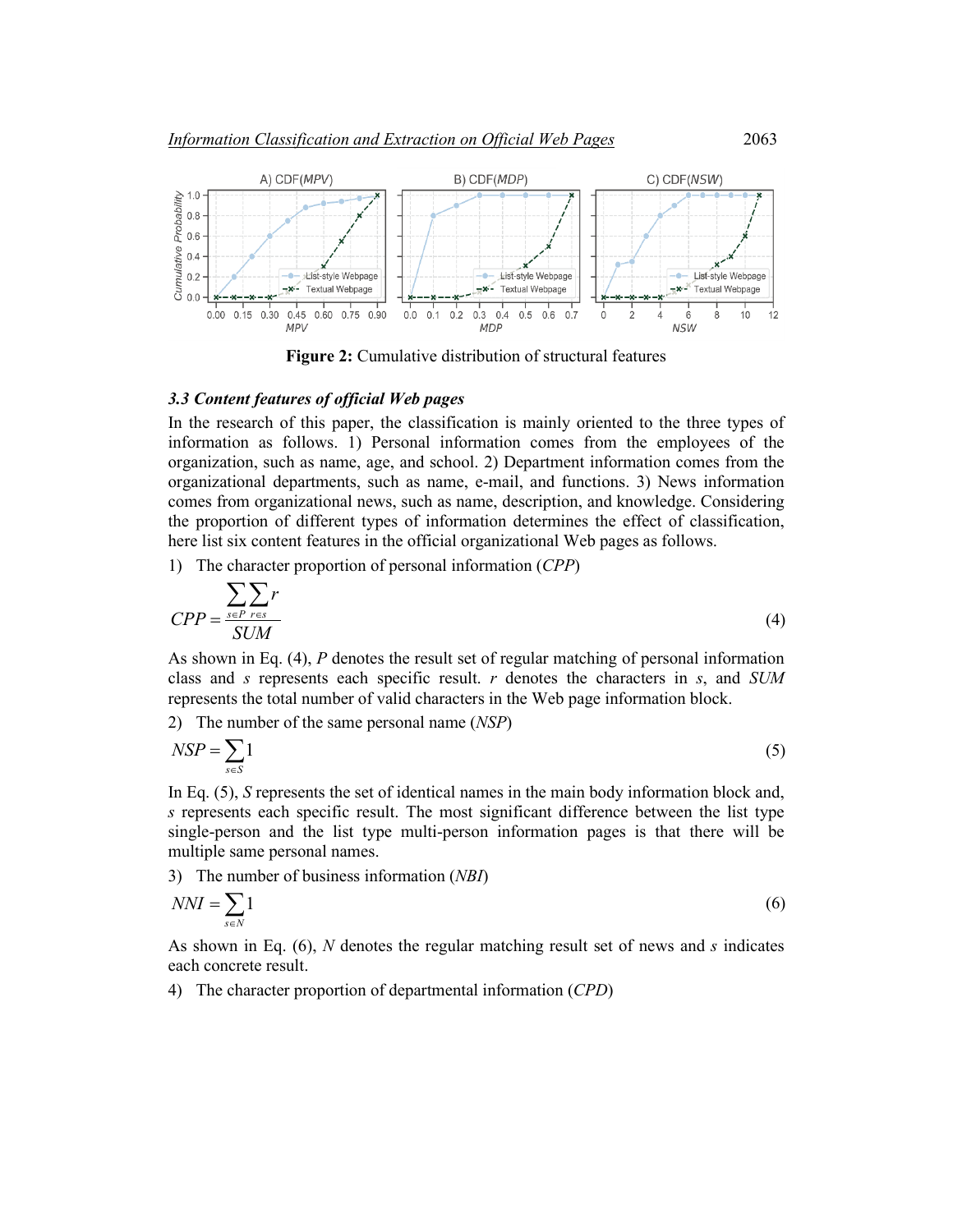Figure 2: Cumulative distribution of structural features

### 3.3 Content features of official Web pages

In the research of this paper, the classification is mainly oriented to the three types of information as follows. 1) Personal information comes from the employees of the organization, such as name, age, and school. 2) Department information comes from the organizational departments, such as name, e-mail, and functions. 3) News information comes from organizational news, such as name, description, and knowledge. Considering the proportion of different types of information determines the effect of classification, here list six content features in the official organizational Web pages as follows.

1) The character proportion of personal information (*CPP*)

$$CPP = \frac{\sum_{s \in P} \sum_{r \in s} r}{SUM} \tag{4}$$

As shown in Eq. (4), $P$ denotes the result set of regular matching of personal information class and $s$ represents each specific result. $r$ denotes the characters in $s$, and $SUM$ represents the total number of valid characters in the Web page information block.

2) The number of the same personal name (*NSP*)

$$NSP = \sum_{s \in S} 1 \tag{5}$$

In Eq. (5), $S$ represents the set of identical names in the main body information block and, $s$ represents each specific result. The most significant difference between the list type single-person and the list type multi-person information pages is that there will be multiple same personal names.

3) The number of business information (*NBI*)

$$NNI = \sum_{s \in N} 1 \tag{6}$$

As shown in Eq. (6), $N$ denotes the regular matching result set of news and $s$ indicates each concrete result.

4) The character proportion of departmental information (*CPD*)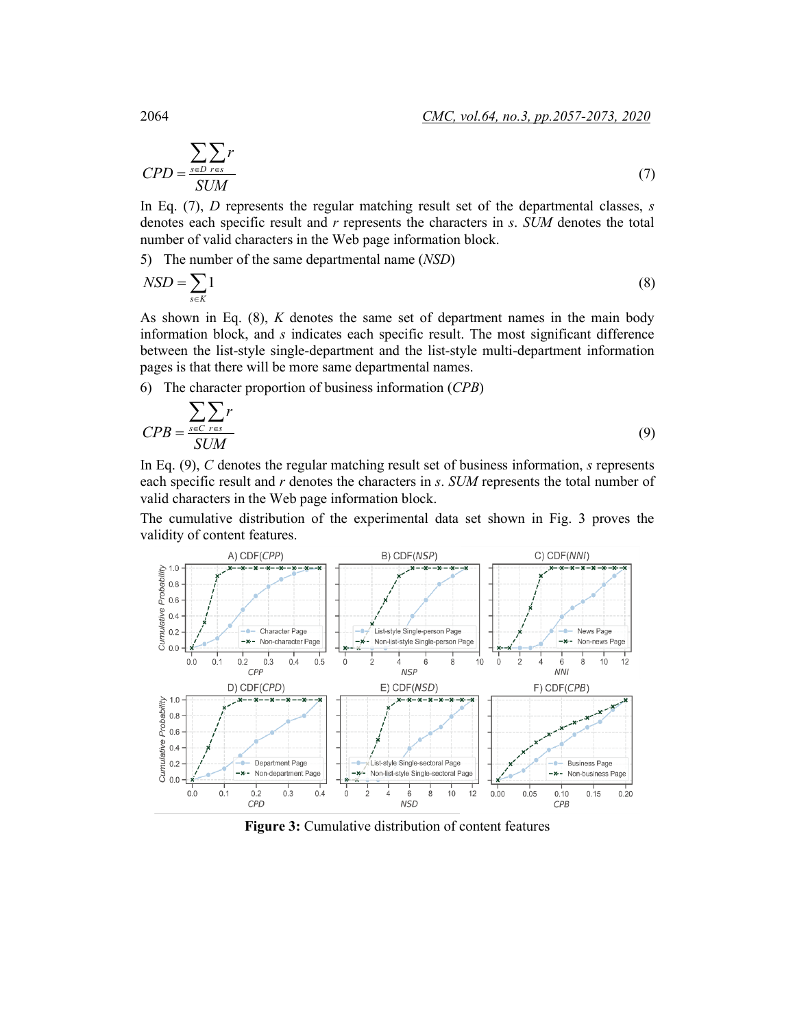$$CPD = \frac{\sum_{s \in D} \sum_{r \in s} r}{SUM} \tag{7}$$

In Eq. (7), $D$ represents the regular matching result set of the departmental classes, $s$ denotes each specific result and $r$ represents the characters in $s$. $SUM$ denotes the total number of valid characters in the Web page information block.

5) The number of the same departmental name (*NSD*)

$$NSD = \sum_{s \in K} 1 \tag{8}$$

As shown in Eq. (8), $K$ denotes the same set of department names in the main body information block, and $s$ indicates each specific result. The most significant difference between the list-style single-department and the list-style multi-department information pages is that there will be more same departmental names.

6) The character proportion of business information (*CPB*)

$$CPB = \frac{\sum_{s \in C} \sum_{r \in s} r}{SUM} \tag{9}$$

In Eq. (9), $C$ denotes the regular matching result set of business information, $s$ represents each specific result and $r$ denotes the characters in $s$. $SUM$ represents the total number of valid characters in the Web page information block.

The cumulative distribution of the experimental data set shown in Fig. 3 proves the validity of content features.

**Figure 3:** Cumulative distribution of content features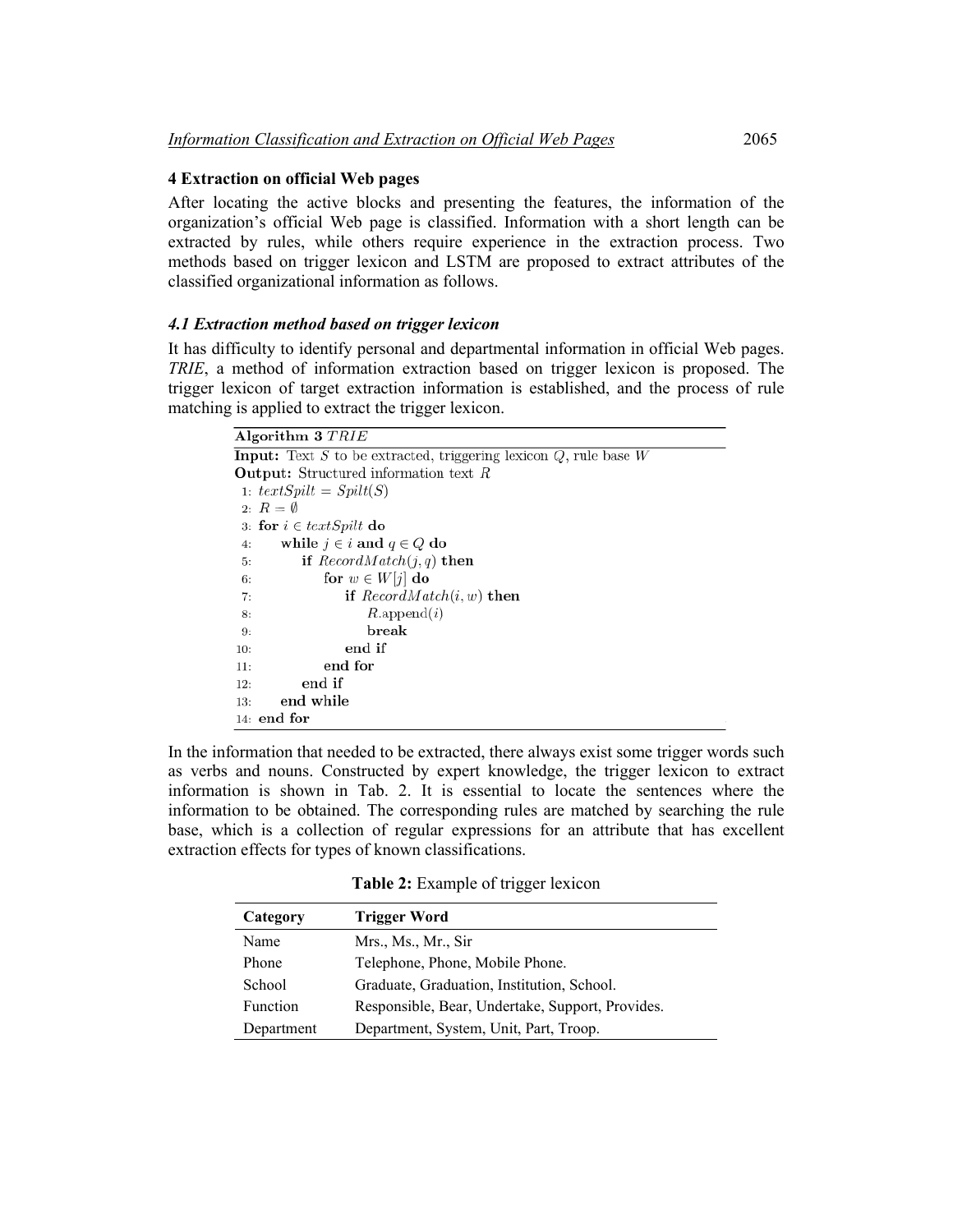## 4 Extraction on official Web pages

After locating the active blocks and presenting the features, the information of the organization's official Web page is classified. Information with a short length can be extracted by rules, while others require experience in the extraction process. Two methods based on trigger lexicon and LSTM are proposed to extract attributes of the classified organizational information as follows.

### *4.1 Extraction method based on trigger lexicon*

It has difficulty to identify personal and departmental information in official Web pages. *TRIE*, a method of information extraction based on trigger lexicon is proposed. The trigger lexicon of target extraction information is established, and the process of rule matching is applied to extract the trigger lexicon.

**Algorithm 3** *TRIE*

**Input:** Text $S$ to be extracted, triggering lexicon $Q$, rule base $W$
**Output:** Structured information text $R$

```
1: textSpilt = Spilt(S)
2: R = ∅
3: for i ∈ textSpilt do
4:     while j ∈ i and q ∈ Q do
5:         if RecordMatch(j, q) then
6:             for w ∈ W[j] do
7:                 if RecordMatch(i, w) then
8:                     R.append(i)
9:                     break
10:                end if
11:            end for
12:        end if
13:    end while
14: end for
```

In the information that needed to be extracted, there always exist some trigger words such as verbs and nouns. Constructed by expert knowledge, the trigger lexicon to extract information is shown in Tab. 2. It is essential to locate the sentences where the information to be obtained. The corresponding rules are matched by searching the rule base, which is a collection of regular expressions for an attribute that has excellent extraction effects for types of known classifications.

**Table 2:** Example of trigger lexicon

| Category | Trigger Word |
|---|---|
| Name | Mrs., Ms., Mr., Sir |
| Phone | Telephone, Phone, Mobile Phone. |
| School | Graduate, Graduation, Institution, School. |
| Function | Responsible, Bear, Undertake, Support, Provides. |
| Department | Department, System, Unit, Part, Troop. |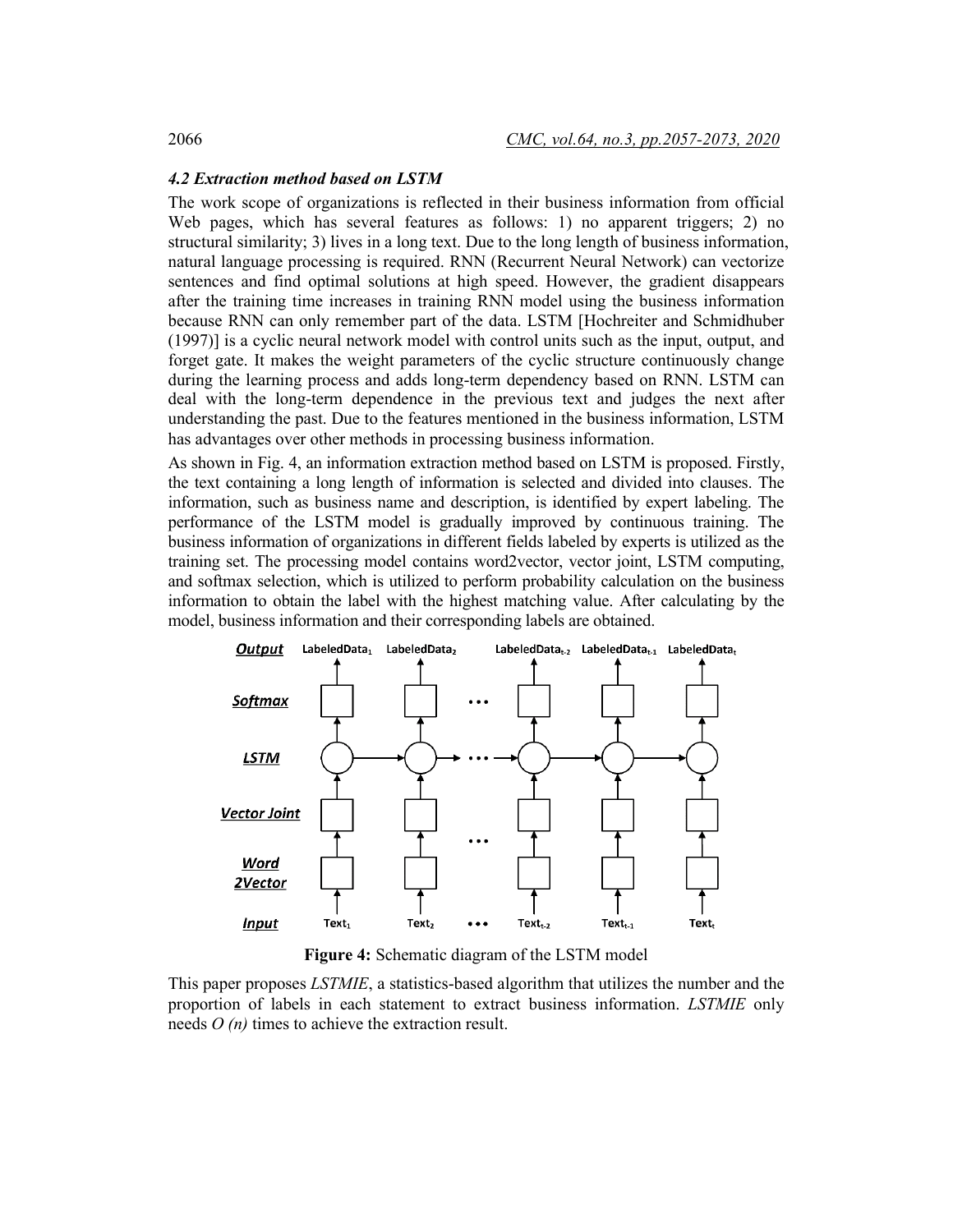### *4.2 Extraction method based on LSTM*

The work scope of organizations is reflected in their business information from official Web pages, which has several features as follows: 1) no apparent triggers; 2) no structural similarity; 3) lives in a long text. Due to the long length of business information, natural language processing is required. RNN (Recurrent Neural Network) can vectorize sentences and find optimal solutions at high speed. However, the gradient disappears after the training time increases in training RNN model using the business information because RNN can only remember part of the data. LSTM [Hochreiter and Schmidhuber (1997)] is a cyclic neural network model with control units such as the input, output, and forget gate. It makes the weight parameters of the cyclic structure continuously change during the learning process and adds long-term dependency based on RNN. LSTM can deal with the long-term dependence in the previous text and judges the next after understanding the past. Due to the features mentioned in the business information, LSTM has advantages over other methods in processing business information.

As shown in Fig. 4, an information extraction method based on LSTM is proposed. Firstly, the text containing a long length of information is selected and divided into clauses. The information, such as business name and description, is identified by expert labeling. The performance of the LSTM model is gradually improved by continuous training. The business information of organizations in different fields labeled by experts is utilized as the training set. The processing model contains word2vector, vector joint, LSTM computing, and softmax selection, which is utilized to perform probability calculation on the business information to obtain the label with the highest matching value. After calculating by the model, business information and their corresponding labels are obtained.

**Figure 4:** Schematic diagram of the LSTM model

This paper proposes *LSTMIE*, a statistics-based algorithm that utilizes the number and the proportion of labels in each statement to extract business information. *LSTMIE* only needs $O(n)$ times to achieve the extraction result.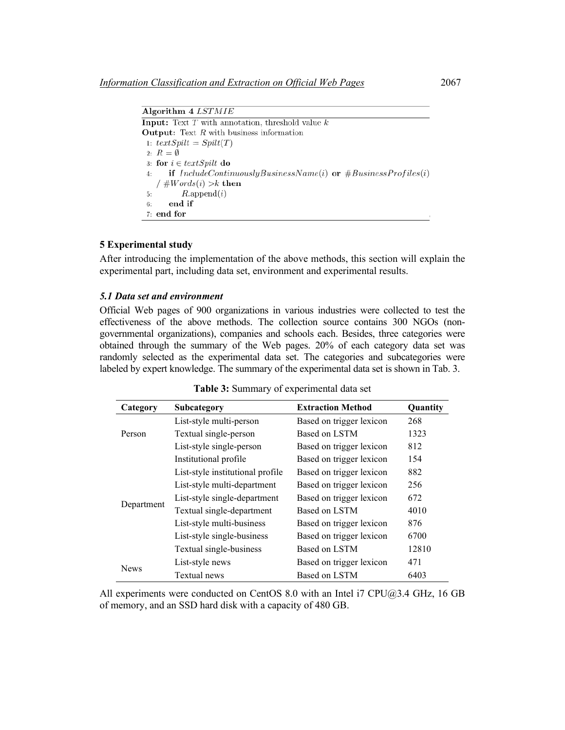**Algorithm 4** $LSTMIE$

**Input:** Text $T$ with annotation, threshold value $k$
**Output:** Text $R$ with business information

1: $textSpilt = Spilt(T)$
2: $R = \emptyset$
3: **for** $i \in textSpilt$ **do**
4: &nbsp;&nbsp;&nbsp;&nbsp;**if** $IncludeContinuouslyBusinessName(i)$ **or** $\#BusinessProfiles(i) / \#Words(i) > k$ **then**
5: &nbsp;&nbsp;&nbsp;&nbsp;&nbsp;&nbsp;&nbsp;&nbsp;$R$.append($i$)
6: &nbsp;&nbsp;&nbsp;&nbsp;**end if**
7: **end for**

## 5 Experimental study

After introducing the implementation of the above methods, this section will explain the experimental part, including data set, environment and experimental results.

### *5.1 Data set and environment*

Official Web pages of 900 organizations in various industries were collected to test the effectiveness of the above methods. The collection source contains 300 NGOs (non-governmental organizations), companies and schools each. Besides, three categories were obtained through the summary of the Web pages. 20% of each category data set was randomly selected as the experimental data set. The categories and subcategories were labeled by expert knowledge. The summary of the experimental data set is shown in Tab. 3.

**Table 3:** Summary of experimental data set

| Category | Subcategory | Extraction Method | Quantity |
|---|---|---|---|
| Person | List-style multi-person | Based on trigger lexicon | 268 |
| | Textual single-person | Based on LSTM | 1323 |
| | List-style single-person | Based on trigger lexicon | 812 |
| Department | Institutional profile | Based on trigger lexicon | 154 |
| | List-style institutional profile | Based on trigger lexicon | 882 |
| | List-style multi-department | Based on trigger lexicon | 256 |
| | List-style single-department | Based on trigger lexicon | 672 |
| | Textual single-department | Based on LSTM | 4010 |
| | List-style multi-business | Based on trigger lexicon | 876 |
| | List-style single-business | Based on trigger lexicon | 6700 |
| | Textual single-business | Based on LSTM | 12810 |
| News | List-style news | Based on trigger lexicon | 471 |
| | Textual news | Based on LSTM | 6403 |

All experiments were conducted on CentOS 8.0 with an Intel i7 CPU@3.4 GHz, 16 GB of memory, and an SSD hard disk with a capacity of 480 GB.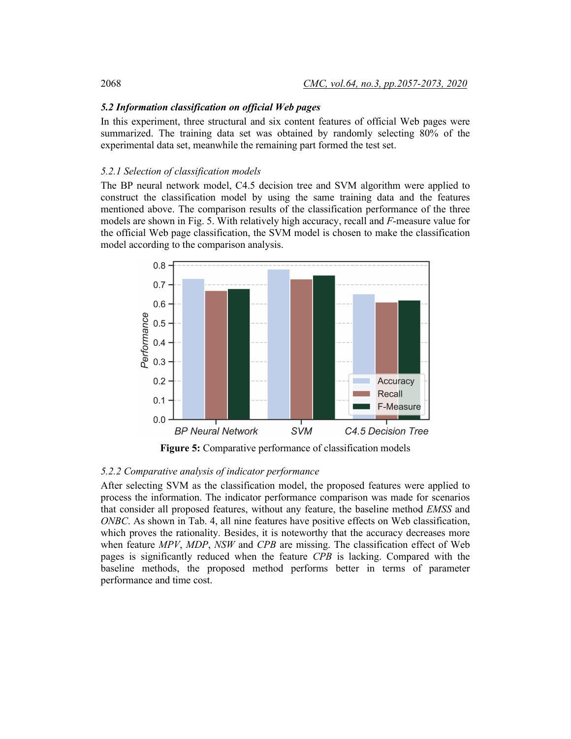### 5.2 Information classification on official Web pages

In this experiment, three structural and six content features of official Web pages were summarized. The training data set was obtained by randomly selecting 80% of the experimental data set, meanwhile the remaining part formed the test set.

#### 5.2.1 Selection of classification models

The BP neural network model, C4.5 decision tree and SVM algorithm were applied to construct the classification model by using the same training data and the features mentioned above. The comparison results of the classification performance of the three models are shown in Fig. 5. With relatively high accuracy, recall and *F*-measure value for the official Web page classification, the SVM model is chosen to make the classification model according to the comparison analysis.

**Figure 5:** Comparative performance of classification models

#### 5.2.2 Comparative analysis of indicator performance

After selecting SVM as the classification model, the proposed features were applied to process the information. The indicator performance comparison was made for scenarios that consider all proposed features, without any feature, the baseline method *EMSS* and *ONBC*. As shown in Tab. 4, all nine features have positive effects on Web classification, which proves the rationality. Besides, it is noteworthy that the accuracy decreases more when feature *MPV*, *MDP*, *NSW* and *CPB* are missing. The classification effect of Web pages is significantly reduced when the feature *CPB* is lacking. Compared with the baseline methods, the proposed method performs better in terms of parameter performance and time cost.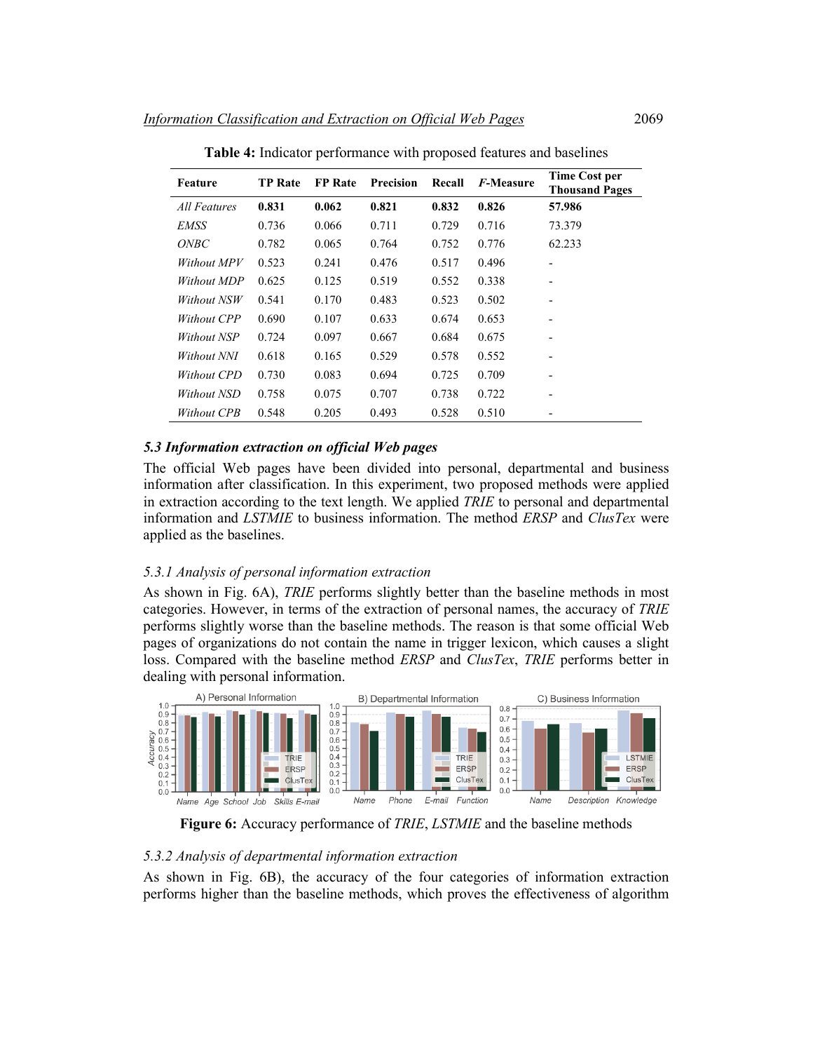**Table 4:** Indicator performance with proposed features and baselines

| Feature | TP Rate | FP Rate | Precision | Recall | *F*-Measure | Time Cost per Thousand Pages |
|---|---|---|---|---|---|---|
| *All Features* | **0.831** | **0.062** | **0.821** | **0.832** | **0.826** | **57.986** |
| *EMSS* | 0.736 | 0.066 | 0.711 | 0.729 | 0.716 | 73.379 |
| *ONBC* | 0.782 | 0.065 | 0.764 | 0.752 | 0.776 | 62.233 |
| *Without MPV* | 0.523 | 0.241 | 0.476 | 0.517 | 0.496 | - |
| *Without MDP* | 0.625 | 0.125 | 0.519 | 0.552 | 0.338 | - |
| *Without NSW* | 0.541 | 0.170 | 0.483 | 0.523 | 0.502 | - |
| *Without CPP* | 0.690 | 0.107 | 0.633 | 0.674 | 0.653 | - |
| *Without NSP* | 0.724 | 0.097 | 0.667 | 0.684 | 0.675 | - |
| *Without NNI* | 0.618 | 0.165 | 0.529 | 0.578 | 0.552 | - |
| *Without CPD* | 0.730 | 0.083 | 0.694 | 0.725 | 0.709 | - |
| *Without NSD* | 0.758 | 0.075 | 0.707 | 0.738 | 0.722 | - |
| *Without CPB* | 0.548 | 0.205 | 0.493 | 0.528 | 0.510 | - |

### *5.3 Information extraction on official Web pages*

The official Web pages have been divided into personal, departmental and business information after classification. In this experiment, two proposed methods were applied in extraction according to the text length. We applied *TRIE* to personal and departmental information and *LSTMIE* to business information. The method *ERSP* and *ClusTex* were applied as the baselines.

#### *5.3.1 Analysis of personal information extraction*

As shown in Fig. 6A), *TRIE* performs slightly better than the baseline methods in most categories. However, in terms of the extraction of personal names, the accuracy of *TRIE* performs slightly worse than the baseline methods. The reason is that some official Web pages of organizations do not contain the name in trigger lexicon, which causes a slight loss. Compared with the baseline method *ERSP* and *ClusTex*, *TRIE* performs better in dealing with personal information.

**Figure 6:** Accuracy performance of *TRIE*, *LSTMIE* and the baseline methods

#### *5.3.2 Analysis of departmental information extraction*

As shown in Fig. 6B), the accuracy of the four categories of information extraction performs higher than the baseline methods, which proves the effectiveness of algorithm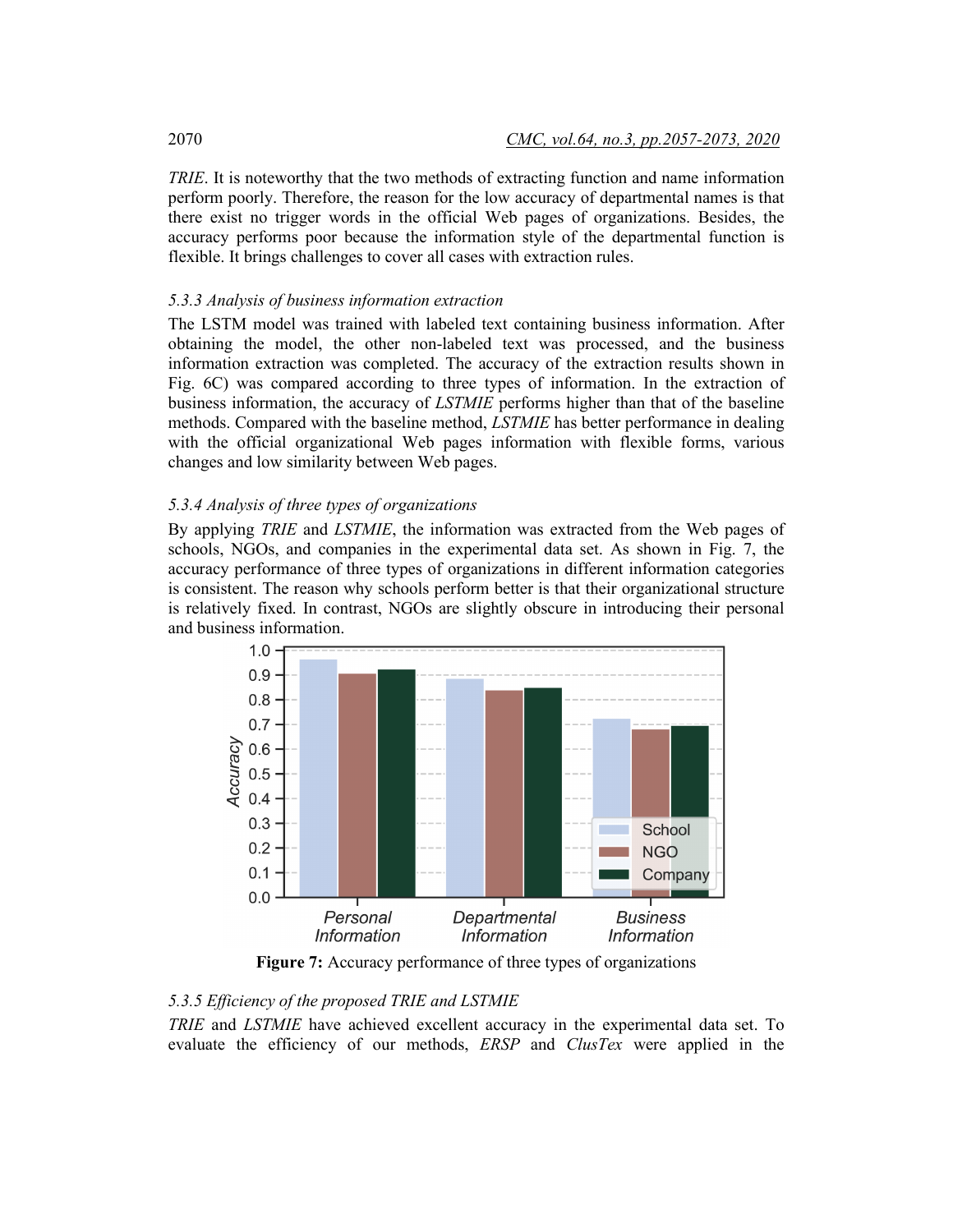*TRIE*. It is noteworthy that the two methods of extracting function and name information perform poorly. Therefore, the reason for the low accuracy of departmental names is that there exist no trigger words in the official Web pages of organizations. Besides, the accuracy performs poor because the information style of the departmental function is flexible. It brings challenges to cover all cases with extraction rules.

#### *5.3.3 Analysis of business information extraction*

The LSTM model was trained with labeled text containing business information. After obtaining the model, the other non-labeled text was processed, and the business information extraction was completed. The accuracy of the extraction results shown in Fig. 6C) was compared according to three types of information. In the extraction of business information, the accuracy of *LSTMIE* performs higher than that of the baseline methods. Compared with the baseline method, *LSTMIE* has better performance in dealing with the official organizational Web pages information with flexible forms, various changes and low similarity between Web pages.

#### *5.3.4 Analysis of three types of organizations*

By applying *TRIE* and *LSTMIE*, the information was extracted from the Web pages of schools, NGOs, and companies in the experimental data set. As shown in Fig. 7, the accuracy performance of three types of organizations in different information categories is consistent. The reason why schools perform better is that their organizational structure is relatively fixed. In contrast, NGOs are slightly obscure in introducing their personal and business information.

**Figure 7:** Accuracy performance of three types of organizations

#### *5.3.5 Efficiency of the proposed TRIE and LSTMIE*

*TRIE* and *LSTMIE* have achieved excellent accuracy in the experimental data set. To evaluate the efficiency of our methods, *ERSP* and *ClusTex* were applied in the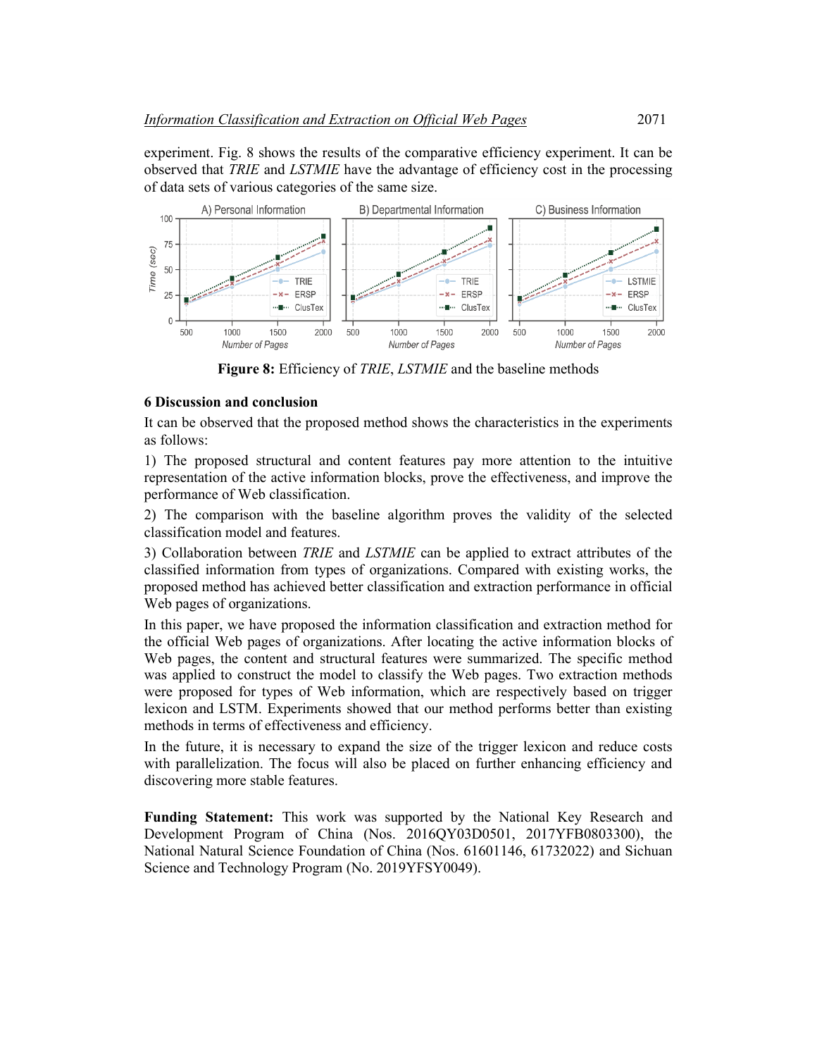experiment. Fig. 8 shows the results of the comparative efficiency experiment. It can be observed that *TRIE* and *LSTMIE* have the advantage of efficiency cost in the processing of data sets of various categories of the same size.

**Figure 8:** Efficiency of *TRIE*, *LSTMIE* and the baseline methods

## 6 Discussion and conclusion

It can be observed that the proposed method shows the characteristics in the experiments as follows:

1) The proposed structural and content features pay more attention to the intuitive representation of the active information blocks, prove the effectiveness, and improve the performance of Web classification.

2) The comparison with the baseline algorithm proves the validity of the selected classification model and features.

3) Collaboration between *TRIE* and *LSTMIE* can be applied to extract attributes of the classified information from types of organizations. Compared with existing works, the proposed method has achieved better classification and extraction performance in official Web pages of organizations.

In this paper, we have proposed the information classification and extraction method for the official Web pages of organizations. After locating the active information blocks of Web pages, the content and structural features were summarized. The specific method was applied to construct the model to classify the Web pages. Two extraction methods were proposed for types of Web information, which are respectively based on trigger lexicon and LSTM. Experiments showed that our method performs better than existing methods in terms of effectiveness and efficiency.

In the future, it is necessary to expand the size of the trigger lexicon and reduce costs with parallelization. The focus will also be placed on further enhancing efficiency and discovering more stable features.

**Funding Statement:** This work was supported by the National Key Research and Development Program of China (Nos. 2016QY03D0501, 2017YFB0803300), the National Natural Science Foundation of China (Nos. 61601146, 61732022) and Sichuan Science and Technology Program (No. 2019YFSY0049).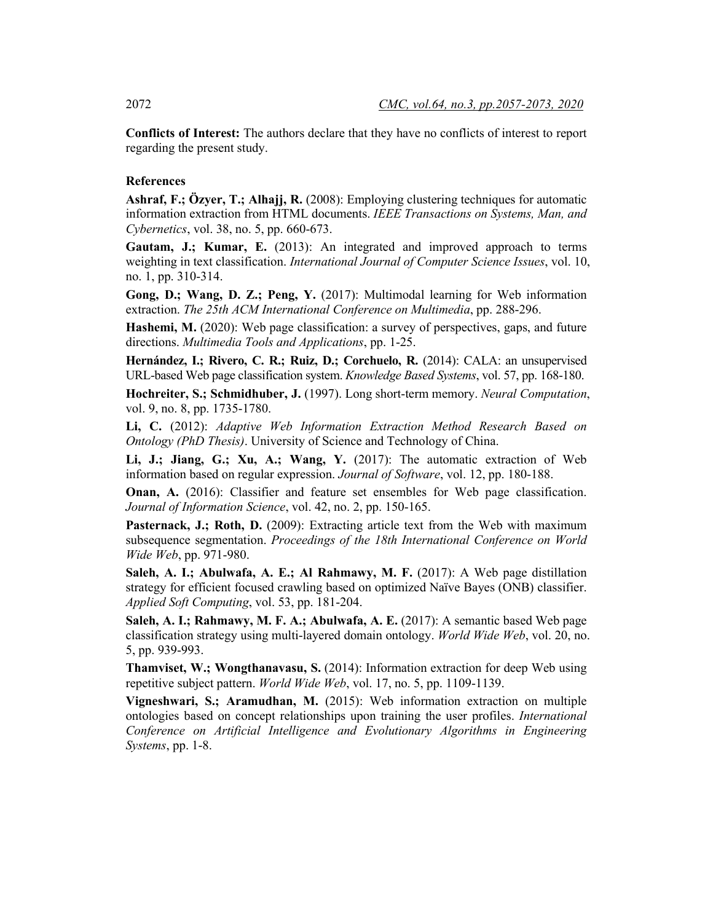**Conflicts of Interest:** The authors declare that they have no conflicts of interest to report regarding the present study.

## References

**Ashraf, F.; Özyer, T.; Alhajj, R.** (2008): Employing clustering techniques for automatic information extraction from HTML documents. *IEEE Transactions on Systems, Man, and Cybernetics*, vol. 38, no. 5, pp. 660-673.

**Gautam, J.; Kumar, E.** (2013): An integrated and improved approach to terms weighting in text classification. *International Journal of Computer Science Issues*, vol. 10, no. 1, pp. 310-314.

**Gong, D.; Wang, D. Z.; Peng, Y.** (2017): Multimodal learning for Web information extraction. *The 25th ACM International Conference on Multimedia*, pp. 288-296.

**Hashemi, M.** (2020): Web page classification: a survey of perspectives, gaps, and future directions. *Multimedia Tools and Applications*, pp. 1-25.

**Hernández, I.; Rivero, C. R.; Ruiz, D.; Corchuelo, R.** (2014): CALA: an unsupervised URL-based Web page classification system. *Knowledge Based Systems*, vol. 57, pp. 168-180.

**Hochreiter, S.; Schmidhuber, J.** (1997). Long short-term memory. *Neural Computation*, vol. 9, no. 8, pp. 1735-1780.

**Li, C.** (2012): *Adaptive Web Information Extraction Method Research Based on Ontology (PhD Thesis)*. University of Science and Technology of China.

**Li, J.; Jiang, G.; Xu, A.; Wang, Y.** (2017): The automatic extraction of Web information based on regular expression. *Journal of Software*, vol. 12, pp. 180-188.

**Onan, A.** (2016): Classifier and feature set ensembles for Web page classification. *Journal of Information Science*, vol. 42, no. 2, pp. 150-165.

**Pasternack, J.; Roth, D.** (2009): Extracting article text from the Web with maximum subsequence segmentation. *Proceedings of the 18th International Conference on World Wide Web*, pp. 971-980.

**Saleh, A. I.; Abulwafa, A. E.; Al Rahmawy, M. F.** (2017): A Web page distillation strategy for efficient focused crawling based on optimized Naïve Bayes (ONB) classifier. *Applied Soft Computing*, vol. 53, pp. 181-204.

**Saleh, A. I.; Rahmawy, M. F. A.; Abulwafa, A. E.** (2017): A semantic based Web page classification strategy using multi-layered domain ontology. *World Wide Web*, vol. 20, no. 5, pp. 939-993.

**Thamviset, W.; Wongthanavasu, S.** (2014): Information extraction for deep Web using repetitive subject pattern. *World Wide Web*, vol. 17, no. 5, pp. 1109-1139.

**Vigneshwari, S.; Aramudhan, M.** (2015): Web information extraction on multiple ontologies based on concept relationships upon training the user profiles. *International Conference on Artificial Intelligence and Evolutionary Algorithms in Engineering Systems*, pp. 1-8.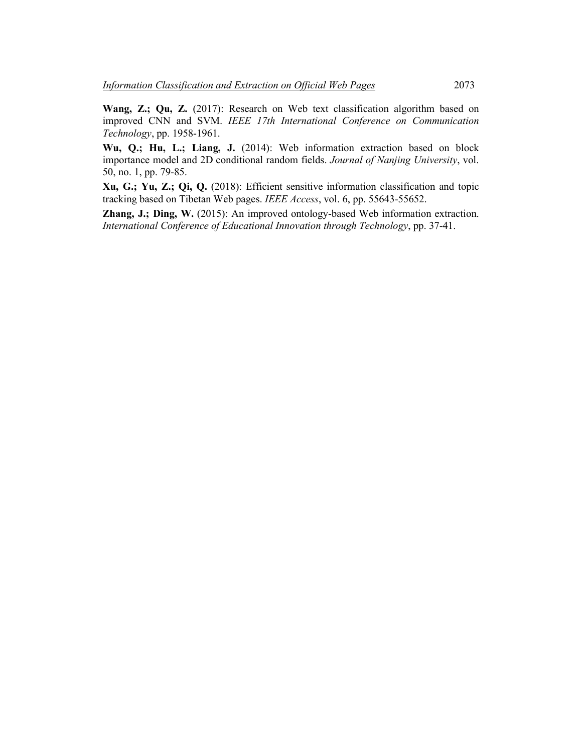**Wang, Z.; Qu, Z.** (2017): Research on Web text classification algorithm based on improved CNN and SVM. *IEEE 17th International Conference on Communication Technology*, pp. 1958-1961.

**Wu, Q.; Hu, L.; Liang, J.** (2014): Web information extraction based on block importance model and 2D conditional random fields. *Journal of Nanjing University*, vol. 50, no. 1, pp. 79-85.

**Xu, G.; Yu, Z.; Qi, Q.** (2018): Efficient sensitive information classification and topic tracking based on Tibetan Web pages. *IEEE Access*, vol. 6, pp. 55643-55652.

**Zhang, J.; Ding, W.** (2015): An improved ontology-based Web information extraction. *International Conference of Educational Innovation through Technology*, pp. 37-41.